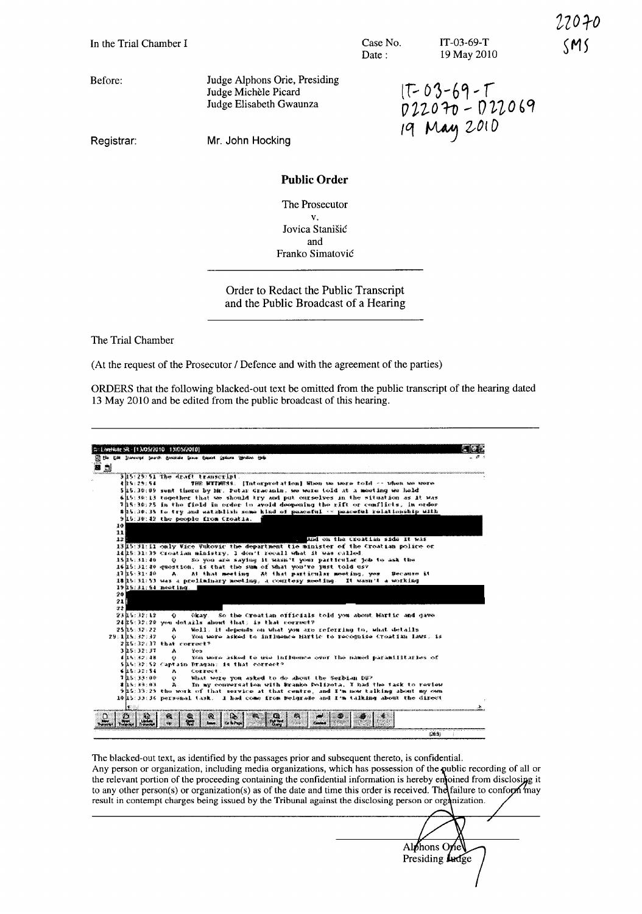22070
SMS

In the Trial Chamber I

Case No. IT-03-69-T
Date : 19 May 2010

Before: Judge Alphons Orie, Presiding
Judge Michèle Picard
Judge Elisabeth Gwaunza

IT-03-69-T
D22070 - D22069
19 May 2010

Registrar: Mr. John Hocking

## Public Order

The Prosecutor
v.
Jovica Stanišić
and
Franko Simatović

---

Order to Redact the Public Transcript
and the Public Broadcast of a Hearing

---

The Trial Chamber

(At the request of the Prosecutor / Defence and with the agreement of the parties)

ORDERS that the following blacked-out text be omitted from the public transcript of the hearing dated 13 May 2010 and be edited from the public broadcast of this hearing.

```
3 15:29:51 the draft transcript
4 15:29:54           THE WITNESS: [Interpretation] When we were told -- when we were
5 15:30:09 sent there by Mr. Petar Gracanin, we were told at a meeting we held
6 15:30:13 together that we should try and put ourselves in the situation as it was
7 15:30:25 in the field in order to avoid deepening the rift or conflicts, in order
8 15:30:35 to try and establish some kind of peaceful -- peaceful relationship with
9 15:30:42 the people from Croatia.
10 [REDACTED]
11 [REDACTED]
12 [REDACTED]                                       And on the Croatian side it was
13 15:31:11 only Vice Vukovic the department the minister of the Croatian police or
14 15:31:35 Croatian ministry, I don't recall what it was called.
15 15:31:40      Q.   So you are saying it wasn't your particular job to ask the
16 15:31:40 question, is that the sum of what you've just told us?
17 15:31:40      A.   At that meeting. At that particular meeting, yes. Because it
18 15:31:53 was a preliminary meeting, a courtesy meeting. It wasn't a working
19 15:31:54 meeting. [REDACTED]
20 [REDACTED]
21 [REDACTED]
22
23 15:32:12      Q.   Okay. So the Croatian officials told you about Martic and gave
24 15:32:20 you details about that, is that correct?
25 15:32:22      A.   Well, it depends on what you are referring to, what details
29. 1 15:32:32      Q.   You were asked to influence Martic to recognise Croatian laws, is
2 15:32:37 that correct?
3 15:32:37      A.   Yes.
4 15:32:48      Q.   You were asked to use influence over the named paramilitaries of
5 15:32:52 Captain Dragan; is that correct?
6 15:32:54      A.   Correct.
7 15:33:00      Q.   What were you asked to do about the Serbian DB?
8 15:33:03      A.   In my conversation with Branko Polizota, I had the task to review
9 15:33:25 the work of that service at that centre, and I'm now talking about my own
10 15:33:36 personal task. I had come from Belgrade and I'm talking about the direct
```

The blacked-out text, as identified by the passages prior and subsequent thereto, is confidential. Any person or organization, including media organizations, which has possession of the public recording of all or the relevant portion of the proceeding containing the confidential information is hereby enjoined from disclosing it to any other person(s) or organization(s) as of the date and time this order is received. The failure to conform may result in contempt charges being issued by the Tribunal against the disclosing person or organization.

Alphons Orie
Presiding Judge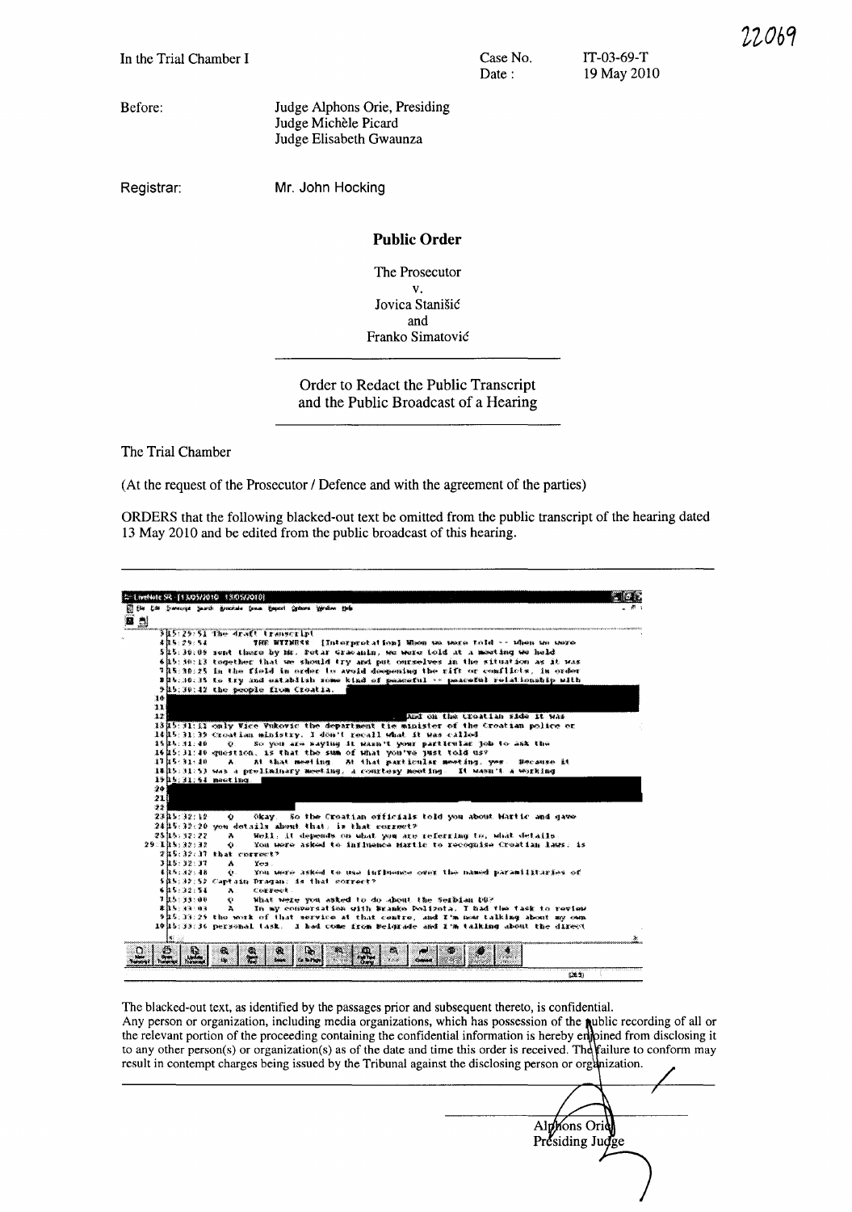22069

In the Trial Chamber I

Case No. IT-03-69-T

Date : 19 May 2010

Before: Judge Alphons Orie, Presiding
Judge Michèle Picard
Judge Elisabeth Gwaunza

Registrar: Mr. John Hocking

## Public Order

The Prosecutor
v.
Jovica Stanišić
and
Franko Simatović

---

Order to Redact the Public Transcript
and the Public Broadcast of a Hearing

---

The Trial Chamber

(At the request of the Prosecutor / Defence and with the agreement of the parties)

ORDERS that the following blacked-out text be omitted from the public transcript of the hearing dated 13 May 2010 and be edited from the public broadcast of this hearing.

---

```
LiveNote SE - [13/05/2010 13/05/2010]
3 15:29:51 The draft transcript
4 15:29:54        THE WITNESS:  [Interpretation] When we were told -- when we were
5 15:30:09 sent there by Mr. Petar Gracanin, we were told at a meeting we held
6 15:30:13 together that we should try and put ourselves in the situation as it was
7 15:30:25 in the field in order to avoid deepening the rift or conflicts, in order
8 15:30:35 to try and establish some kind of peaceful -- peaceful relationship with
9 15:30:42 the people from Croatia.
10 [REDACTED]
11 [REDACTED]
12 [REDACTED] And on the Croatian side it was
13 15:31:13 only Vice Vukovic the department tie minister of the Croatian police or
14 15:31:35 Croatian ministry. I don't recall what it was called
15 15:31:40    Q.   So you are saying it wasn't your particular job to ask the
16 15:31:48 question, is that the sum of what you've just told us?
17 15:31:48    A.   At that meeting. At that particular meeting, yes. Because it
18 15:31:53 was a preliminary meeting, a courtesy meeting. It wasn't a working
19 15:31:54 meeting.
20 [REDACTED]
21 [REDACTED]
22 [REDACTED]
23 15:32:12    Q.   Okay. So the Croatian officials told you about Martic and gave
24 15:32:20 you details about that, is that correct?
25 15:32:22    A.   Well, it depends on what you are referring to, what details
29: 1 15:32:32    Q.   You were asked to influence Martic to recognise Croatian laws, is
2 15:32:37 that correct?
3 15:32:37    A.   Yes.
4 15:32:48    Q.   You were asked to use influence over the named paramilitaries of
5 15:32:52 Captain Dragan, is that correct?
6 15:32:54    A.   Correct.
7 15:33:00    Q.   What were you asked to do about the Serbian DB?
8 15:33:03    A.   In my conversation with Branko Polizota, I had the task to review
9 15:33:29 the work of that service at that centre, and I'm now talking about my own
10 15:33:36 personal task. I had come from Belgrade and I'm talking about the direct
```

---

The blacked-out text, as identified by the passages prior and subsequent thereto, is confidential.
Any person or organization, including media organizations, which has possession of the public recording of all or the relevant portion of the proceeding containing the confidential information is hereby enjoined from disclosing it to any other person(s) or organization(s) as of the date and time this order is received. The failure to conform may result in contempt charges being issued by the Tribunal against the disclosing person or organization.

Alphons Orie
Presiding Judge